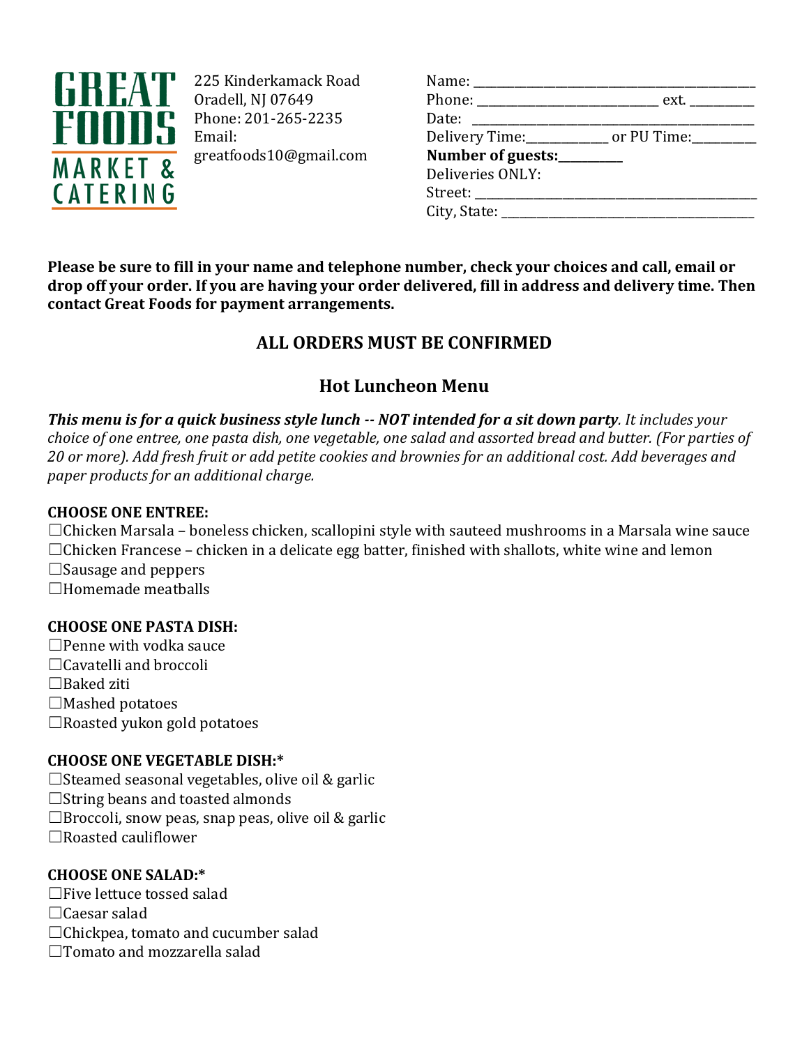**GREAT FOODS MARKET & CATERING**

225 Kinderkamack Road
Oradell, NJ 07649
Phone: 201-265-2235
Email:
greatfoods10@gmail.com

Name: ___________________________________________
Phone: ____________________________ ext. __________
Date: ____________________________________________
Delivery Time:____________ or PU Time:__________
**Number of guests:__________**
Deliveries ONLY:
Street: ___________________________________________
City, State: ______________________________________

**Please be sure to fill in your name and telephone number, check your choices and call, email or drop off your order. If you are having your order delivered, fill in address and delivery time. Then contact Great Foods for payment arrangements.**

## ALL ORDERS MUST BE CONFIRMED

## Hot Luncheon Menu

***This menu is for a quick business style lunch -- NOT intended for a sit down party****. It includes your choice of one entree, one pasta dish, one vegetable, one salad and assorted bread and butter. (For parties of 20 or more). Add fresh fruit or add petite cookies and brownies for an additional cost. Add beverages and paper products for an additional charge.*

**CHOOSE ONE ENTREE:**

☐Chicken Marsala – boneless chicken, scallopini style with sauteed mushrooms in a Marsala wine sauce
☐Chicken Francese – chicken in a delicate egg batter, finished with shallots, white wine and lemon
☐Sausage and peppers
☐Homemade meatballs

**CHOOSE ONE PASTA DISH:**

☐Penne with vodka sauce
☐Cavatelli and broccoli
☐Baked ziti
☐Mashed potatoes
☐Roasted yukon gold potatoes

**CHOOSE ONE VEGETABLE DISH:***

☐Steamed seasonal vegetables, olive oil & garlic
☐String beans and toasted almonds
☐Broccoli, snow peas, snap peas, olive oil & garlic
☐Roasted cauliflower

**CHOOSE ONE SALAD:***

☐Five lettuce tossed salad
☐Caesar salad
☐Chickpea, tomato and cucumber salad
☐Tomato and mozzarella salad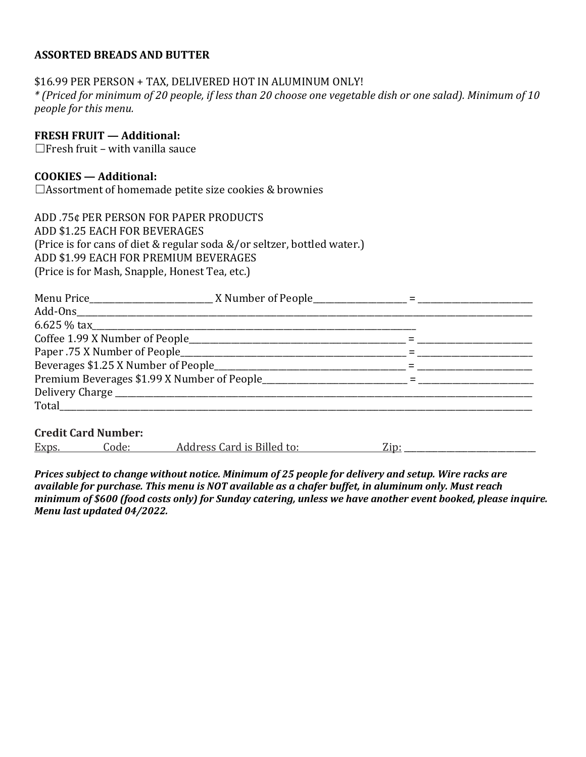**ASSORTED BREADS AND BUTTER**

$16.99 PER PERSON + TAX, DELIVERED HOT IN ALUMINUM ONLY!
*\* (Priced for minimum of 20 people, if less than 20 choose one vegetable dish or one salad). Minimum of 10 people for this menu.*

**FRESH FRUIT — Additional:**
☐Fresh fruit – with vanilla sauce

**COOKIES — Additional:**
☐Assortment of homemade petite size cookies & brownies

ADD .75¢ PER PERSON FOR PAPER PRODUCTS
ADD $1.25 EACH FOR BEVERAGES
(Price is for cans of diet & regular soda &/or seltzer, bottled water.)
ADD $1.99 EACH FOR PREMIUM BEVERAGES
(Price is for Mash, Snapple, Honest Tea, etc.)

Menu Price______________________ X Number of People_________________ = ____________________
Add-Ons__________________________________________________________________________
6.625 % tax_____________________________________________________________
Coffee 1.99 X Number of People________________________________________ = ____________________
Paper .75 X Number of People__________________________________________ = ____________________
Beverages $1.25 X Number of People____________________________________ = ____________________
Premium Beverages $1.99 X Number of People____________________________ = ____________________
Delivery Charge __________________________________________________________________
Total_____________________________________________________________________________

**Credit Card Number:**
Exps. Code: Address Card is Billed to: Zip: ______________________

***Prices subject to change without notice. Minimum of 25 people for delivery and setup. Wire racks are available for purchase. This menu is NOT available as a chafer buffet, in aluminum only. Must reach minimum of $600 (food costs only) for Sunday catering, unless we have another event booked, please inquire. Menu last updated 04/2022.***